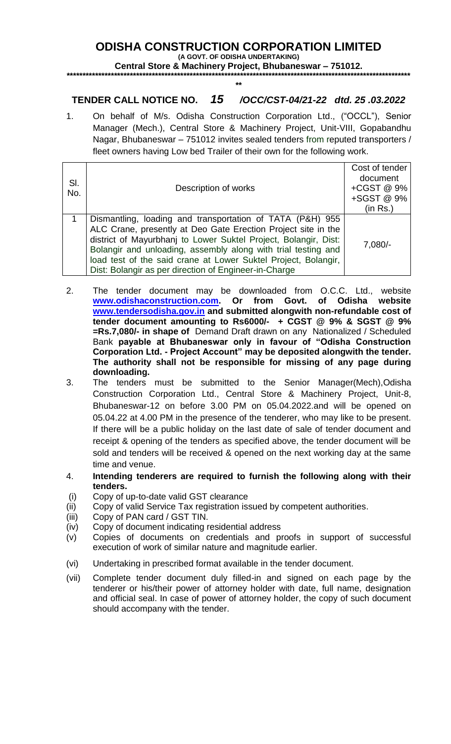# ODISHA CONSTRUCTION CORPORATION LIMITED

**(A GOVT. OF ODISHA UNDERTAKING)**

**Central Store & Machinery Project, Bhubaneswar – 751012.**

## TENDER CALL NOTICE NO. *15* /OCC/CST-04/21-22 dtd. 25 .03.2022

1. On behalf of M/s. Odisha Construction Corporation Ltd., ("OCCL"), Senior Manager (Mech.), Central Store & Machinery Project, Unit-VIII, Gopabandhu Nagar, Bhubaneswar – 751012 invites sealed tenders from reputed transporters / fleet owners having Low bed Trailer of their own for the following work.

| Sl. No. | Description of works | Cost of tender document +CGST @ 9% +SGST @ 9% (in Rs.) |
|---|---|---|
| 1 | Dismantling, loading and transportation of TATA (P&H) 955 ALC Crane, presently at Deo Gate Erection Project site in the district of Mayurbhanj to Lower Suktel Project, Bolangir, Dist: Bolangir and unloading, assembly along with trial testing and load test of the said crane at Lower Suktel Project, Bolangir, Dist: Bolangir as per direction of Engineer-in-Charge | 7,080/- |

2. The tender document may be downloaded from O.C.C. Ltd., website **www.odishaconstruction.com. Or from Govt. of Odisha website www.tendersodisha.gov.in and submitted alongwith non-refundable cost of tender document amounting to Rs6000/- + CGST @ 9% & SGST @ 9% =Rs.7,080/- in shape of** Demand Draft drawn on any Nationalized / Scheduled Bank **payable at Bhubaneswar only in favour of "Odisha Construction Corporation Ltd. - Project Account" may be deposited alongwith the tender. The authority shall not be responsible for missing of any page during downloading.**
3. The tenders must be submitted to the Senior Manager(Mech),Odisha Construction Corporation Ltd., Central Store & Machinery Project, Unit-8, Bhubaneswar-12 on before 3.00 PM on 05.04.2022.and will be opened on 05.04.22 at 4.00 PM in the presence of the tenderer, who may like to be present. If there will be a public holiday on the last date of sale of tender document and receipt & opening of the tenders as specified above, the tender document will be sold and tenders will be received & opened on the next working day at the same time and venue.
4. **Intending tenderers are required to furnish the following along with their tenders.**

(i) Copy of up-to-date valid GST clearance

(ii) Copy of valid Service Tax registration issued by competent authorities.

(iii) Copy of PAN card / GST TIN.

(iv) Copy of document indicating residential address

(v) Copies of documents on credentials and proofs in support of successful execution of work of similar nature and magnitude earlier.

(vi) Undertaking in prescribed format available in the tender document.

(vii) Complete tender document duly filled-in and signed on each page by the tenderer or his/their power of attorney holder with date, full name, designation and official seal. In case of power of attorney holder, the copy of such document should accompany with the tender.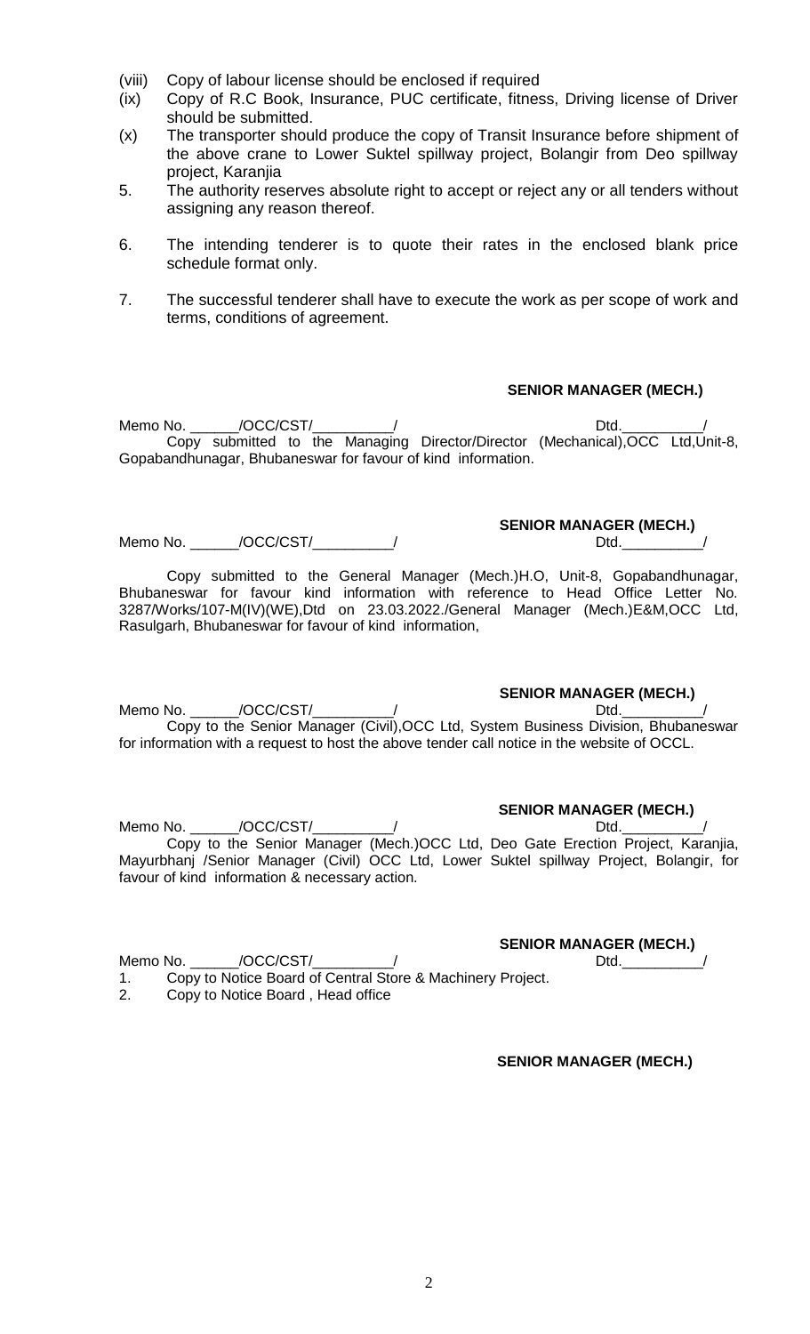(viii) Copy of labour license should be enclosed if required

(ix) Copy of R.C Book, Insurance, PUC certificate, fitness, Driving license of Driver should be submitted.

(x) The transporter should produce the copy of Transit Insurance before shipment of the above crane to Lower Suktel spillway project, Bolangir from Deo spillway project, Karanjia

5. The authority reserves absolute right to accept or reject any or all tenders without assigning any reason thereof.

6. The intending tenderer is to quote their rates in the enclosed blank price schedule format only.

7. The successful tenderer shall have to execute the work as per scope of work and terms, conditions of agreement.

**SENIOR MANAGER (MECH.)**

Memo No. ______/OCC/CST/__________/ Dtd.__________/

Copy submitted to the Managing Director/Director (Mechanical),OCC Ltd,Unit-8, Gopabandhunagar, Bhubaneswar for favour of kind information.

**SENIOR MANAGER (MECH.)**

Memo No. ______/OCC/CST/__________/ Dtd.__________/

Copy submitted to the General Manager (Mech.)H.O, Unit-8, Gopabandhunagar, Bhubaneswar for favour kind information with reference to Head Office Letter No. 3287/Works/107-M(IV)(WE),Dtd on 23.03.2022./General Manager (Mech.)E&M,OCC Ltd, Rasulgarh, Bhubaneswar for favour of kind information,

**SENIOR MANAGER (MECH.)**

Memo No. ______/OCC/CST/__________/ Dtd.__________/

Copy to the Senior Manager (Civil),OCC Ltd, System Business Division, Bhubaneswar for information with a request to host the above tender call notice in the website of OCCL.

**SENIOR MANAGER (MECH.)**

Memo No. ______/OCC/CST/__________/ Dtd.__________/

Copy to the Senior Manager (Mech.)OCC Ltd, Deo Gate Erection Project, Karanjia, Mayurbhanj /Senior Manager (Civil) OCC Ltd, Lower Suktel spillway Project, Bolangir, for favour of kind information & necessary action.

**SENIOR MANAGER (MECH.)**

Memo No. ______/OCC/CST/__________/ Dtd.__________/

1. Copy to Notice Board of Central Store & Machinery Project.
2. Copy to Notice Board , Head office

**SENIOR MANAGER (MECH.)**